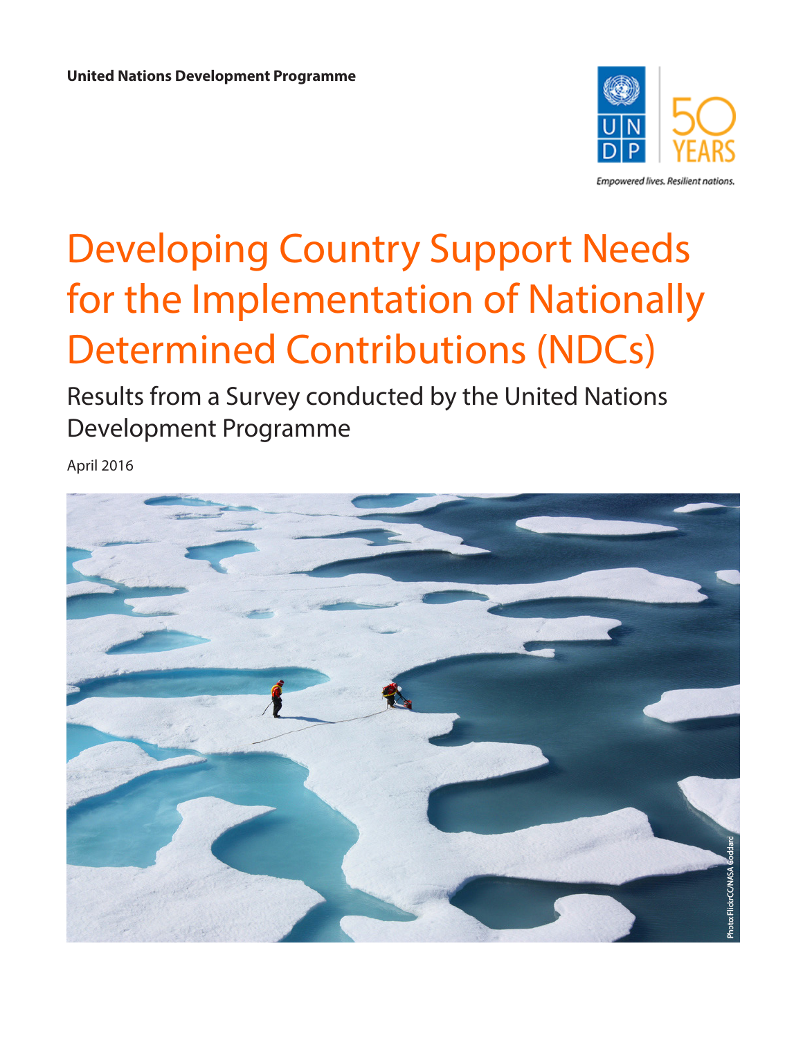United Nations Development Programme

Empowered lives. Resilient nations.

# Developing Country Support Needs for the Implementation of Nationally Determined Contributions (NDCs)

## Results from a Survey conducted by the United Nations Development Programme

April 2016

Photo: FlickrCC/NASA Goddard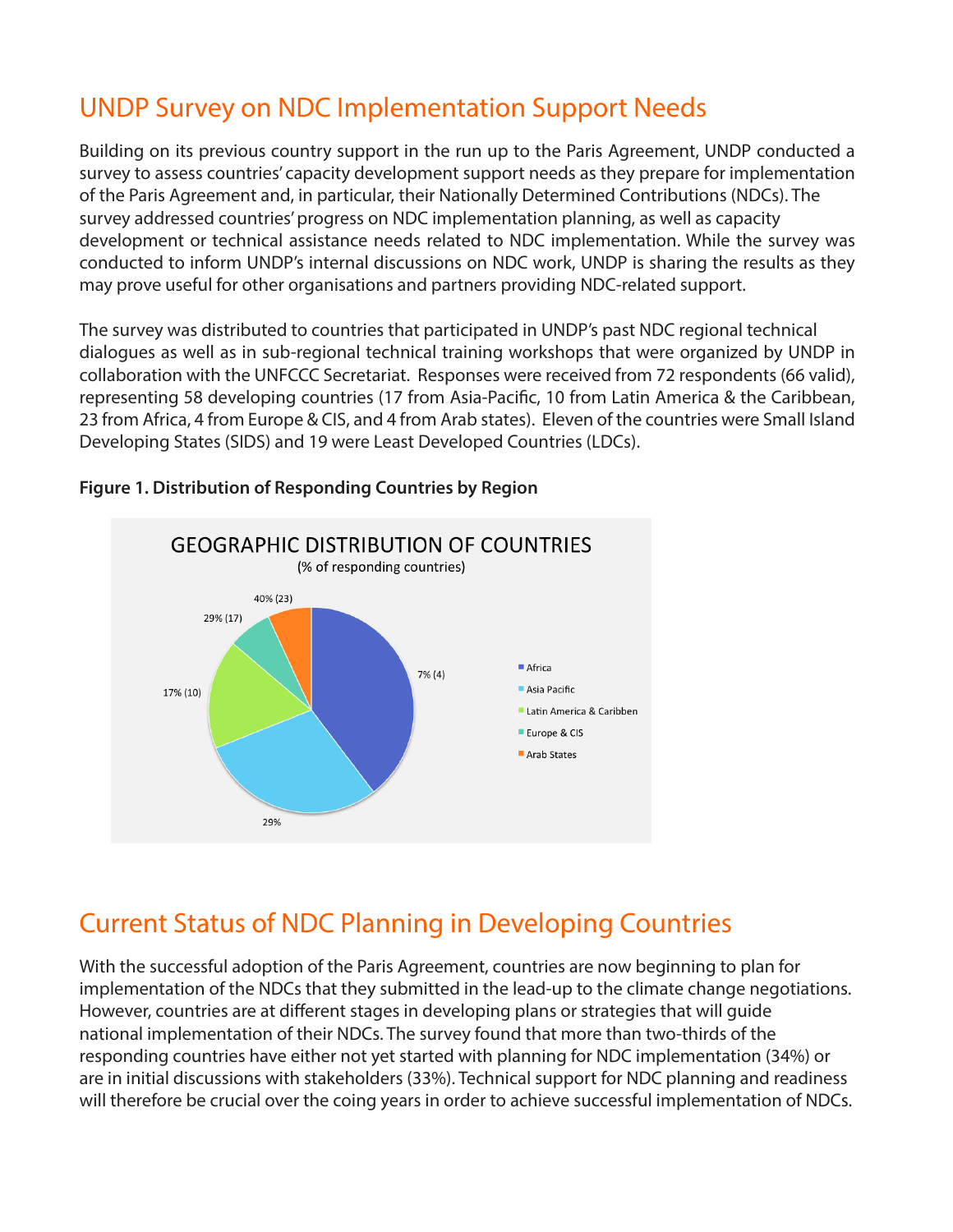## UNDP Survey on NDC Implementation Support Needs

Building on its previous country support in the run up to the Paris Agreement, UNDP conducted a survey to assess countries' capacity development support needs as they prepare for implementation of the Paris Agreement and, in particular, their Nationally Determined Contributions (NDCs). The survey addressed countries' progress on NDC implementation planning, as well as capacity development or technical assistance needs related to NDC implementation. While the survey was conducted to inform UNDP's internal discussions on NDC work, UNDP is sharing the results as they may prove useful for other organisations and partners providing NDC-related support.

The survey was distributed to countries that participated in UNDP's past NDC regional technical dialogues as well as in sub-regional technical training workshops that were organized by UNDP in collaboration with the UNFCCC Secretariat. Responses were received from 72 respondents (66 valid), representing 58 developing countries (17 from Asia-Pacific, 10 from Latin America & the Caribbean, 23 from Africa, 4 from Europe & CIS, and 4 from Arab states). Eleven of the countries were Small Island Developing States (SIDS) and 19 were Least Developed Countries (LDCs).

**Figure 1. Distribution of Responding Countries by Region**

GEOGRAPHIC DISTRIBUTION OF COUNTRIES
(% of responding countries)

| Region | % (count) |
|---|---|
| Africa | 40% (23) |
| Asia Pacific | 29% (17) |
| Latin America & Caribben | 17% (10) |
| Europe & CIS | 7% (4) |
| Arab States | 7% (4) |

## Current Status of NDC Planning in Developing Countries

With the successful adoption of the Paris Agreement, countries are now beginning to plan for implementation of the NDCs that they submitted in the lead-up to the climate change negotiations. However, countries are at different stages in developing plans or strategies that will guide national implementation of their NDCs. The survey found that more than two-thirds of the responding countries have either not yet started with planning for NDC implementation (34%) or are in initial discussions with stakeholders (33%). Technical support for NDC planning and readiness will therefore be crucial over the coing years in order to achieve successful implementation of NDCs.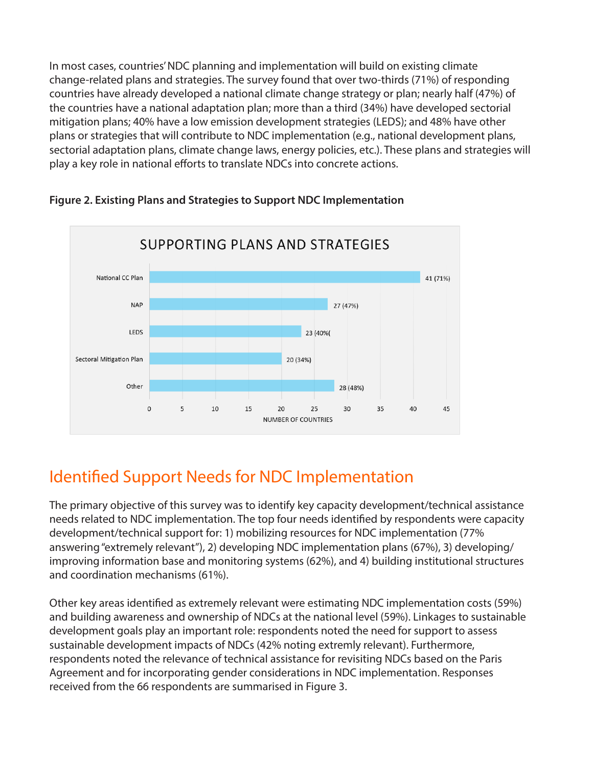In most cases, countries' NDC planning and implementation will build on existing climate change-related plans and strategies. The survey found that over two-thirds (71%) of responding countries have already developed a national climate change strategy or plan; nearly half (47%) of the countries have a national adaptation plan; more than a third (34%) have developed sectorial mitigation plans; 40% have a low emission development strategies (LEDS); and 48% have other plans or strategies that will contribute to NDC implementation (e.g., national development plans, sectorial adaptation plans, climate change laws, energy policies, etc.). These plans and strategies will play a key role in national efforts to translate NDCs into concrete actions.

**Figure 2. Existing Plans and Strategies to Support NDC Implementation**

SUPPORTING PLANS AND STRATEGIES

| Plan/Strategy | Number of countries |
| --- | --- |
| National CC Plan | 41 (71%) |
| NAP | 27 (47%) |
| LEDS | 23 (40%( |
| Sectoral Mitigation Plan | 20 (34%) |
| Other | 28 (48%) |

NUMBER OF COUNTRIES

## Identified Support Needs for NDC Implementation

The primary objective of this survey was to identify key capacity development/technical assistance needs related to NDC implementation. The top four needs identified by respondents were capacity development/technical support for: 1) mobilizing resources for NDC implementation (77% answering "extremely relevant"), 2) developing NDC implementation plans (67%), 3) developing/improving information base and monitoring systems (62%), and 4) building institutional structures and coordination mechanisms (61%).

Other key areas identified as extremely relevant were estimating NDC implementation costs (59%) and building awareness and ownership of NDCs at the national level (59%). Linkages to sustainable development goals play an important role: respondents noted the need for support to assess sustainable development impacts of NDCs (42% noting extremly relevant). Furthermore, respondents noted the relevance of technical assistance for revisiting NDCs based on the Paris Agreement and for incorporating gender considerations in NDC implementation. Responses received from the 66 respondents are summarised in Figure 3.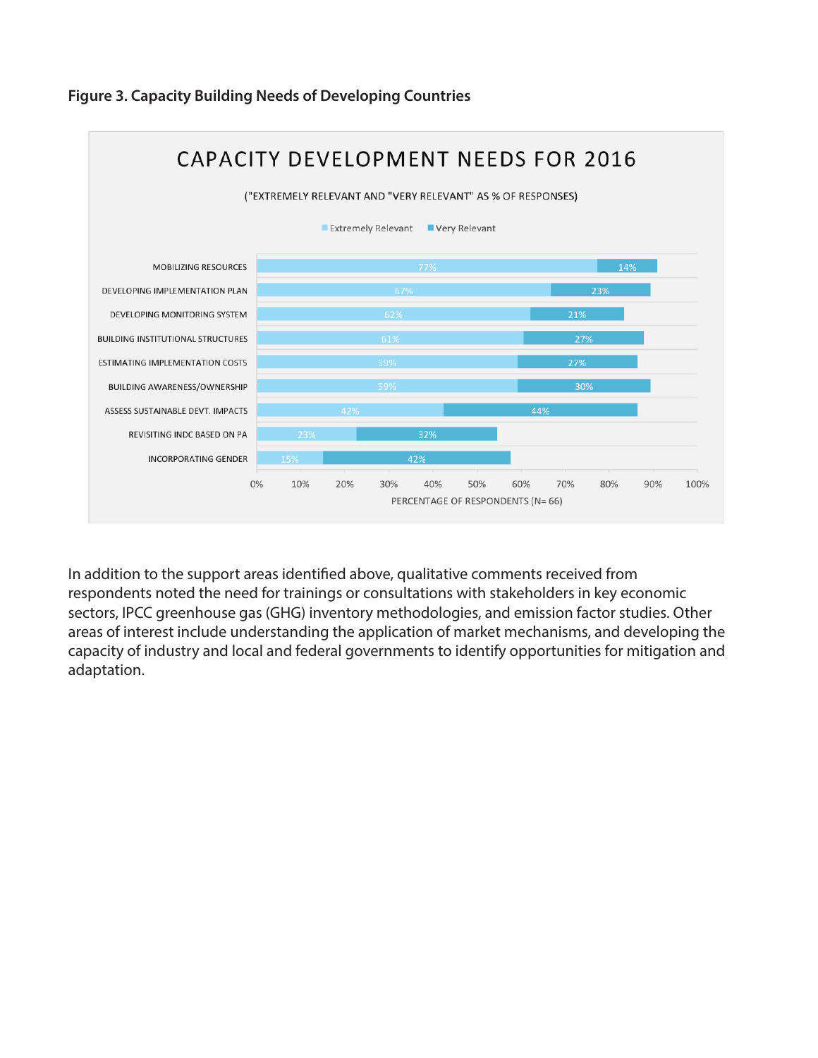**Figure 3. Capacity Building Needs of Developing Countries**

CAPACITY DEVELOPMENT NEEDS FOR 2016

("EXTREMELY RELEVANT AND "VERY RELEVANT" AS % OF RESPONSES)

| | Extremely Relevant | Very Relevant |
|---|---|---|
| MOBILIZING RESOURCES | 77% | 14% |
| DEVELOPING IMPLEMENTATION PLAN | 67% | 23% |
| DEVELOPING MONITORING SYSTEM | 62% | 21% |
| BUILDING INSTITUTIONAL STRUCTURES | 61% | 27% |
| ESTIMATING IMPLEMENTATION COSTS | 59% | 27% |
| BUILDING AWARENESS/OWNERSHIP | 59% | 30% |
| ASSESS SUSTAINABLE DEVT. IMPACTS | 42% | 44% |
| REVISITING INDC BASED ON PA | 23% | 32% |
| INCORPORATING GENDER | 15% | 42% |

PERCENTAGE OF RESPONDENTS (N= 66)

In addition to the support areas identified above, qualitative comments received from respondents noted the need for trainings or consultations with stakeholders in key economic sectors, IPCC greenhouse gas (GHG) inventory methodologies, and emission factor studies. Other areas of interest include understanding the application of market mechanisms, and developing the capacity of industry and local and federal governments to identify opportunities for mitigation and adaptation.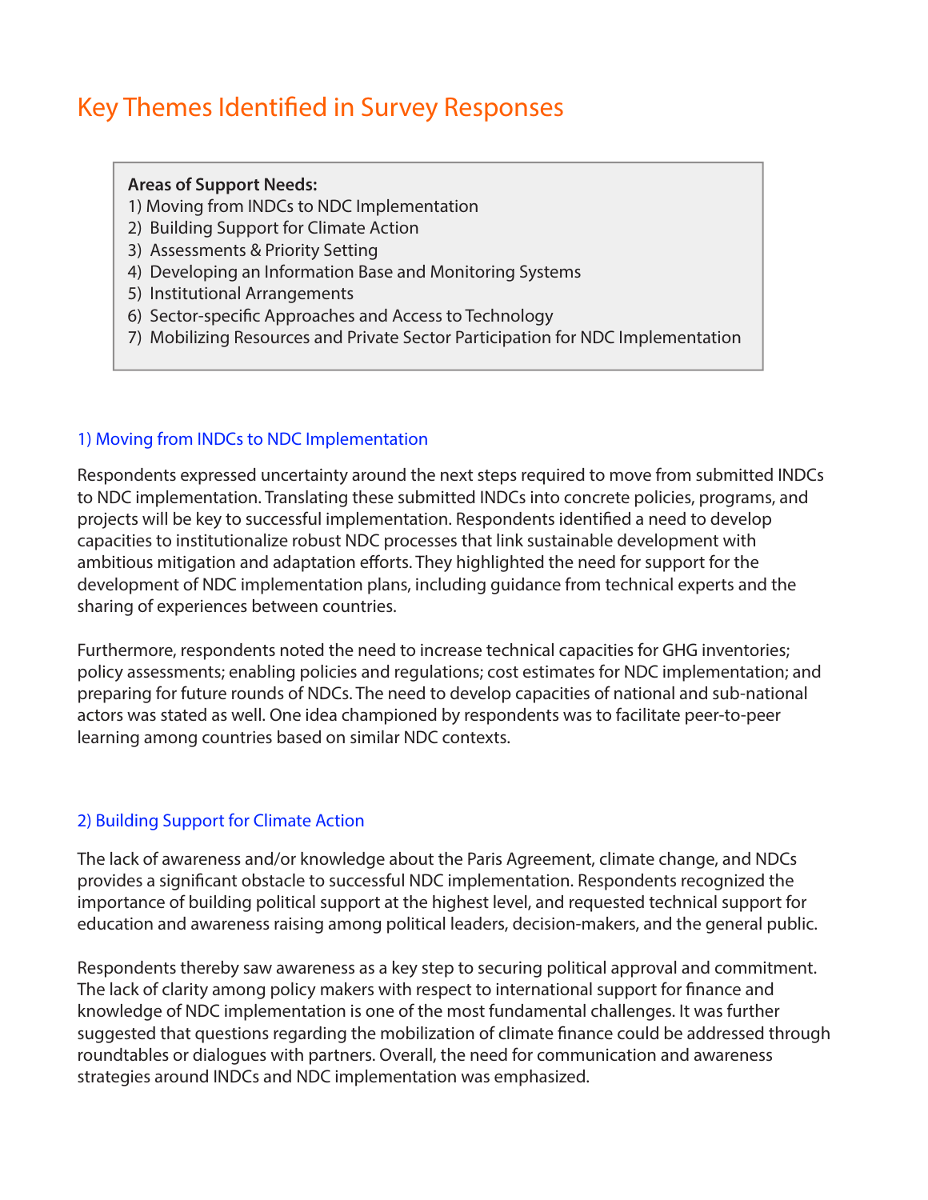# Key Themes Identified in Survey Responses

**Areas of Support Needs:**
1) Moving from INDCs to NDC Implementation
2) Building Support for Climate Action
3) Assessments & Priority Setting
4) Developing an Information Base and Monitoring Systems
5) Institutional Arrangements
6) Sector-specific Approaches and Access to Technology
7) Mobilizing Resources and Private Sector Participation for NDC Implementation

### 1) Moving from INDCs to NDC Implementation

Respondents expressed uncertainty around the next steps required to move from submitted INDCs to NDC implementation. Translating these submitted INDCs into concrete policies, programs, and projects will be key to successful implementation. Respondents identified a need to develop capacities to institutionalize robust NDC processes that link sustainable development with ambitious mitigation and adaptation efforts. They highlighted the need for support for the development of NDC implementation plans, including guidance from technical experts and the sharing of experiences between countries.

Furthermore, respondents noted the need to increase technical capacities for GHG inventories; policy assessments; enabling policies and regulations; cost estimates for NDC implementation; and preparing for future rounds of NDCs. The need to develop capacities of national and sub-national actors was stated as well. One idea championed by respondents was to facilitate peer-to-peer learning among countries based on similar NDC contexts.

### 2) Building Support for Climate Action

The lack of awareness and/or knowledge about the Paris Agreement, climate change, and NDCs provides a significant obstacle to successful NDC implementation. Respondents recognized the importance of building political support at the highest level, and requested technical support for education and awareness raising among political leaders, decision-makers, and the general public.

Respondents thereby saw awareness as a key step to securing political approval and commitment. The lack of clarity among policy makers with respect to international support for finance and knowledge of NDC implementation is one of the most fundamental challenges. It was further suggested that questions regarding the mobilization of climate finance could be addressed through roundtables or dialogues with partners. Overall, the need for communication and awareness strategies around INDCs and NDC implementation was emphasized.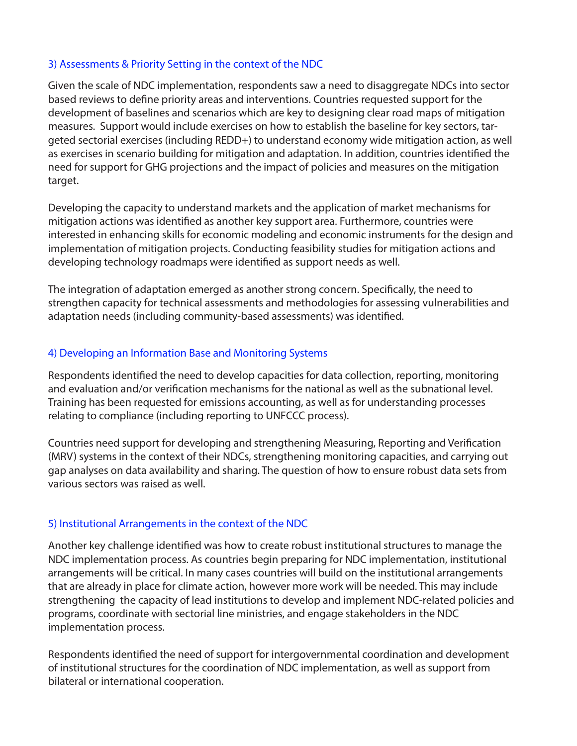### 3) Assessments & Priority Setting in the context of the NDC

Given the scale of NDC implementation, respondents saw a need to disaggregate NDCs into sector based reviews to define priority areas and interventions. Countries requested support for the development of baselines and scenarios which are key to designing clear road maps of mitigation measures. Support would include exercises on how to establish the baseline for key sectors, targeted sectorial exercises (including REDD+) to understand economy wide mitigation action, as well as exercises in scenario building for mitigation and adaptation. In addition, countries identified the need for support for GHG projections and the impact of policies and measures on the mitigation target.

Developing the capacity to understand markets and the application of market mechanisms for mitigation actions was identified as another key support area. Furthermore, countries were interested in enhancing skills for economic modeling and economic instruments for the design and implementation of mitigation projects. Conducting feasibility studies for mitigation actions and developing technology roadmaps were identified as support needs as well.

The integration of adaptation emerged as another strong concern. Specifically, the need to strengthen capacity for technical assessments and methodologies for assessing vulnerabilities and adaptation needs (including community-based assessments) was identified.

### 4) Developing an Information Base and Monitoring Systems

Respondents identified the need to develop capacities for data collection, reporting, monitoring and evaluation and/or verification mechanisms for the national as well as the subnational level. Training has been requested for emissions accounting, as well as for understanding processes relating to compliance (including reporting to UNFCCC process).

Countries need support for developing and strengthening Measuring, Reporting and Verification (MRV) systems in the context of their NDCs, strengthening monitoring capacities, and carrying out gap analyses on data availability and sharing. The question of how to ensure robust data sets from various sectors was raised as well.

### 5) Institutional Arrangements in the context of the NDC

Another key challenge identified was how to create robust institutional structures to manage the NDC implementation process. As countries begin preparing for NDC implementation, institutional arrangements will be critical. In many cases countries will build on the institutional arrangements that are already in place for climate action, however more work will be needed. This may include strengthening the capacity of lead institutions to develop and implement NDC-related policies and programs, coordinate with sectorial line ministries, and engage stakeholders in the NDC implementation process.

Respondents identified the need of support for intergovernmental coordination and development of institutional structures for the coordination of NDC implementation, as well as support from bilateral or international cooperation.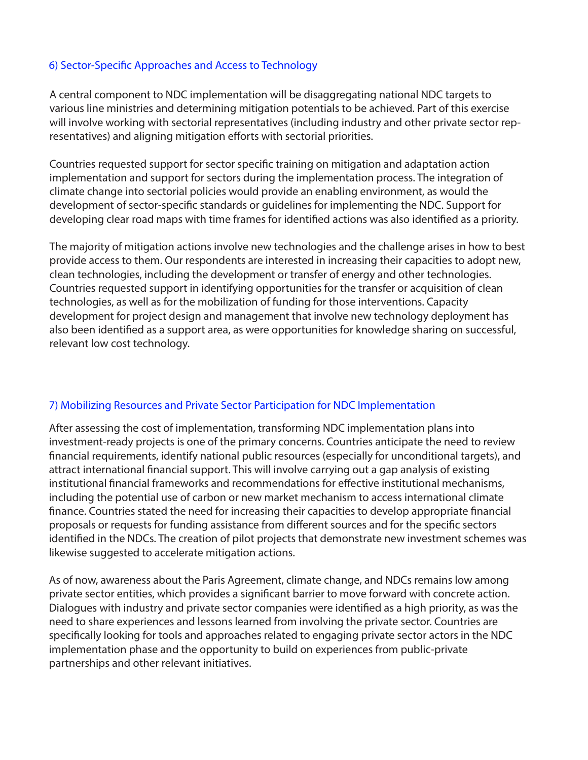### 6) Sector-Specific Approaches and Access to Technology

A central component to NDC implementation will be disaggregating national NDC targets to various line ministries and determining mitigation potentials to be achieved. Part of this exercise will involve working with sectorial representatives (including industry and other private sector representatives) and aligning mitigation efforts with sectorial priorities.

Countries requested support for sector specific training on mitigation and adaptation action implementation and support for sectors during the implementation process. The integration of climate change into sectorial policies would provide an enabling environment, as would the development of sector-specific standards or guidelines for implementing the NDC. Support for developing clear road maps with time frames for identified actions was also identified as a priority.

The majority of mitigation actions involve new technologies and the challenge arises in how to best provide access to them. Our respondents are interested in increasing their capacities to adopt new, clean technologies, including the development or transfer of energy and other technologies. Countries requested support in identifying opportunities for the transfer or acquisition of clean technologies, as well as for the mobilization of funding for those interventions. Capacity development for project design and management that involve new technology deployment has also been identified as a support area, as were opportunities for knowledge sharing on successful, relevant low cost technology.

### 7) Mobilizing Resources and Private Sector Participation for NDC Implementation

After assessing the cost of implementation, transforming NDC implementation plans into investment-ready projects is one of the primary concerns. Countries anticipate the need to review financial requirements, identify national public resources (especially for unconditional targets), and attract international financial support. This will involve carrying out a gap analysis of existing institutional financial frameworks and recommendations for effective institutional mechanisms, including the potential use of carbon or new market mechanism to access international climate finance. Countries stated the need for increasing their capacities to develop appropriate financial proposals or requests for funding assistance from different sources and for the specific sectors identified in the NDCs. The creation of pilot projects that demonstrate new investment schemes was likewise suggested to accelerate mitigation actions.

As of now, awareness about the Paris Agreement, climate change, and NDCs remains low among private sector entities, which provides a significant barrier to move forward with concrete action. Dialogues with industry and private sector companies were identified as a high priority, as was the need to share experiences and lessons learned from involving the private sector. Countries are specifically looking for tools and approaches related to engaging private sector actors in the NDC implementation phase and the opportunity to build on experiences from public-private partnerships and other relevant initiatives.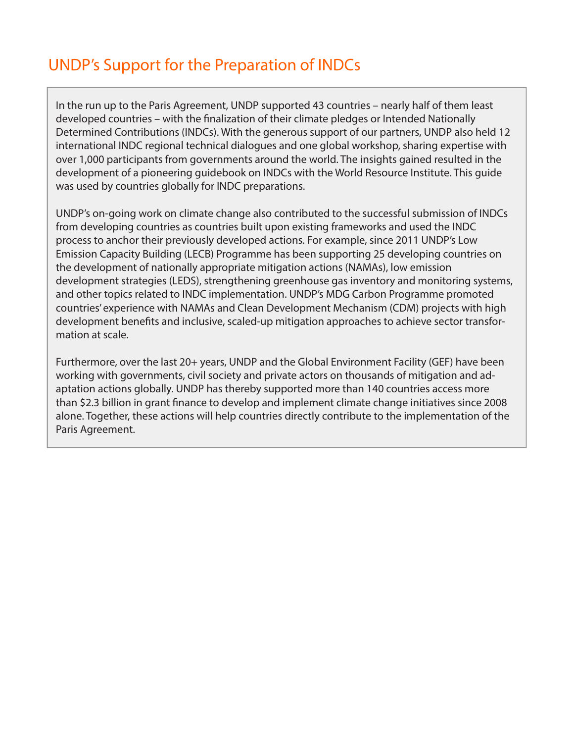## UNDP's Support for the Preparation of INDCs

In the run up to the Paris Agreement, UNDP supported 43 countries – nearly half of them least developed countries – with the finalization of their climate pledges or Intended Nationally Determined Contributions (INDCs). With the generous support of our partners, UNDP also held 12 international INDC regional technical dialogues and one global workshop, sharing expertise with over 1,000 participants from governments around the world. The insights gained resulted in the development of a pioneering guidebook on INDCs with the World Resource Institute. This guide was used by countries globally for INDC preparations.

UNDP's on-going work on climate change also contributed to the successful submission of INDCs from developing countries as countries built upon existing frameworks and used the INDC process to anchor their previously developed actions. For example, since 2011 UNDP's Low Emission Capacity Building (LECB) Programme has been supporting 25 developing countries on the development of nationally appropriate mitigation actions (NAMAs), low emission development strategies (LEDS), strengthening greenhouse gas inventory and monitoring systems, and other topics related to INDC implementation. UNDP's MDG Carbon Programme promoted countries' experience with NAMAs and Clean Development Mechanism (CDM) projects with high development benefits and inclusive, scaled-up mitigation approaches to achieve sector transformation at scale.

Furthermore, over the last 20+ years, UNDP and the Global Environment Facility (GEF) have been working with governments, civil society and private actors on thousands of mitigation and adaptation actions globally. UNDP has thereby supported more than 140 countries access more than $2.3 billion in grant finance to develop and implement climate change initiatives since 2008 alone. Together, these actions will help countries directly contribute to the implementation of the Paris Agreement.